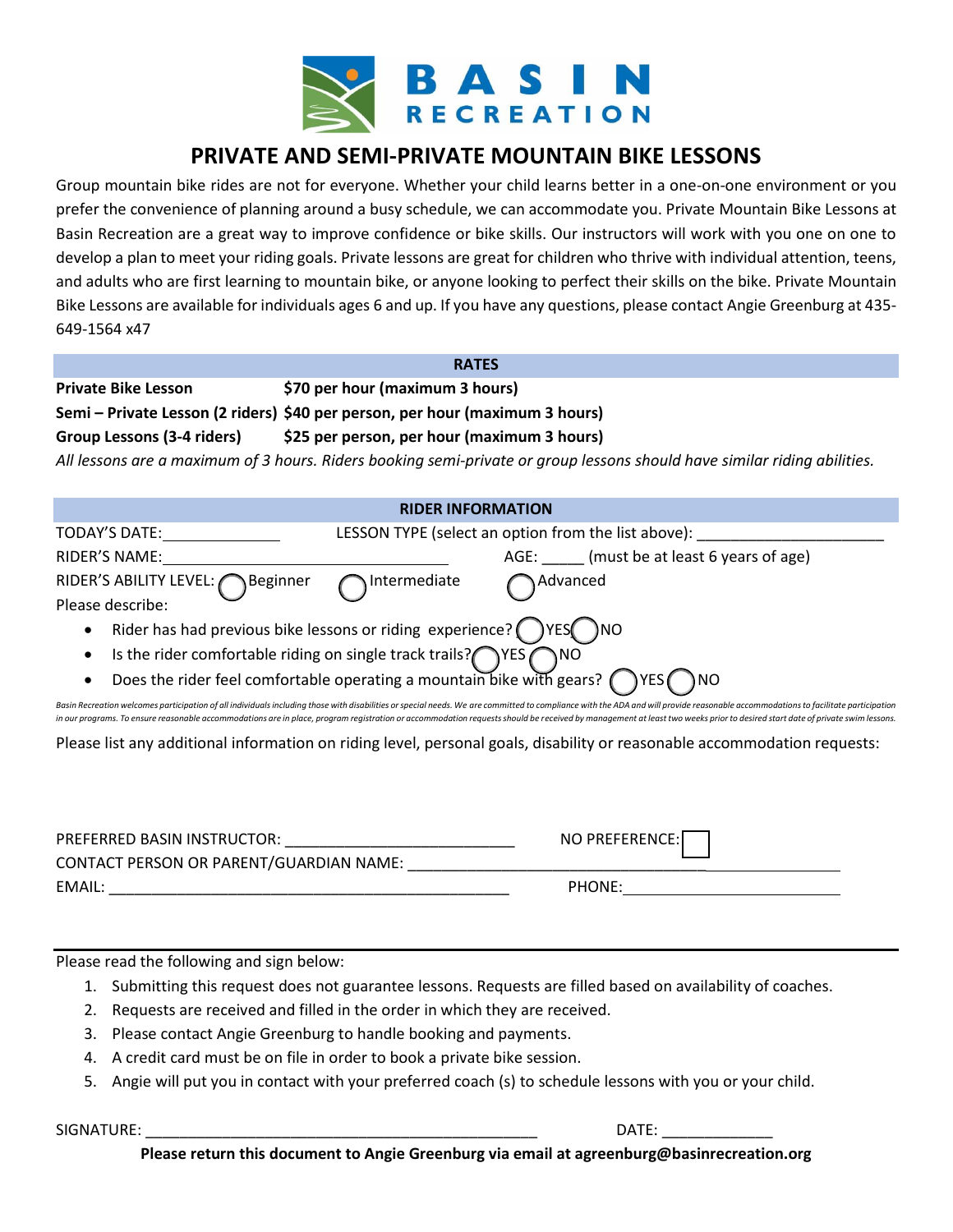BASIN RECREATION

# PRIVATE AND SEMI-PRIVATE MOUNTAIN BIKE LESSONS

Group mountain bike rides are not for everyone. Whether your child learns better in a one-on-one environment or you prefer the convenience of planning around a busy schedule, we can accommodate you. Private Mountain Bike Lessons at Basin Recreation are a great way to improve confidence or bike skills. Our instructors will work with you one on one to develop a plan to meet your riding goals. Private lessons are great for children who thrive with individual attention, teens, and adults who are first learning to mountain bike, or anyone looking to perfect their skills on the bike. Private Mountain Bike Lessons are available for individuals ages 6 and up. If you have any questions, please contact Angie Greenburg at 435-649-1564 x47

## RATES

| | |
|---|---|
| **Private Bike Lesson** | **$70 per hour (maximum 3 hours)** |
| **Semi – Private Lesson (2 riders)** | **$40 per person, per hour (maximum 3 hours)** |
| **Group Lessons (3-4 riders)** | **$25 per person, per hour (maximum 3 hours)** |

*All lessons are a maximum of 3 hours. Riders booking semi-private or group lessons should have similar riding abilities.*

## RIDER INFORMATION

TODAY'S DATE: ______________ LESSON TYPE (select an option from the list above): ______________________

RIDER'S NAME: ______________________________ AGE: _____ (must be at least 6 years of age)

RIDER'S ABILITY LEVEL: ◯ Beginner ◯ Intermediate ◯ Advanced

Please describe:

- Rider has had previous bike lessons or riding experience? ◯ YES ◯ NO
- Is the rider comfortable riding on single track trails? ◯ YES ◯ NO
- Does the rider feel comfortable operating a mountain bike with gears? ◯ YES ◯ NO

*Basin Recreation welcomes participation of all individuals including those with disabilities or special needs. We are committed to compliance with the ADA and will provide reasonable accommodations to facilitate participation in our programs. To ensure reasonable accommodations are in place, program registration or accommodation requests should be received by management at least two weeks prior to desired start date of private swim lessons.*

Please list any additional information on riding level, personal goals, disability or reasonable accommodation requests:

PREFERRED BASIN INSTRUCTOR: ___________________________ NO PREFERENCE: ☐

CONTACT PERSON OR PARENT/GUARDIAN NAME: ___________________________________________

EMAIL: ______________________________________________ PHONE: _________________________

Please read the following and sign below:

1. Submitting this request does not guarantee lessons. Requests are filled based on availability of coaches.
2. Requests are received and filled in the order in which they are received.
3. Please contact Angie Greenburg to handle booking and payments.
4. A credit card must be on file in order to book a private bike session.
5. Angie will put you in contact with your preferred coach (s) to schedule lessons with you or your child.

SIGNATURE: ______________________________________________ DATE: _____________

**Please return this document to Angie Greenburg via email at agreenburg@basinrecreation.org**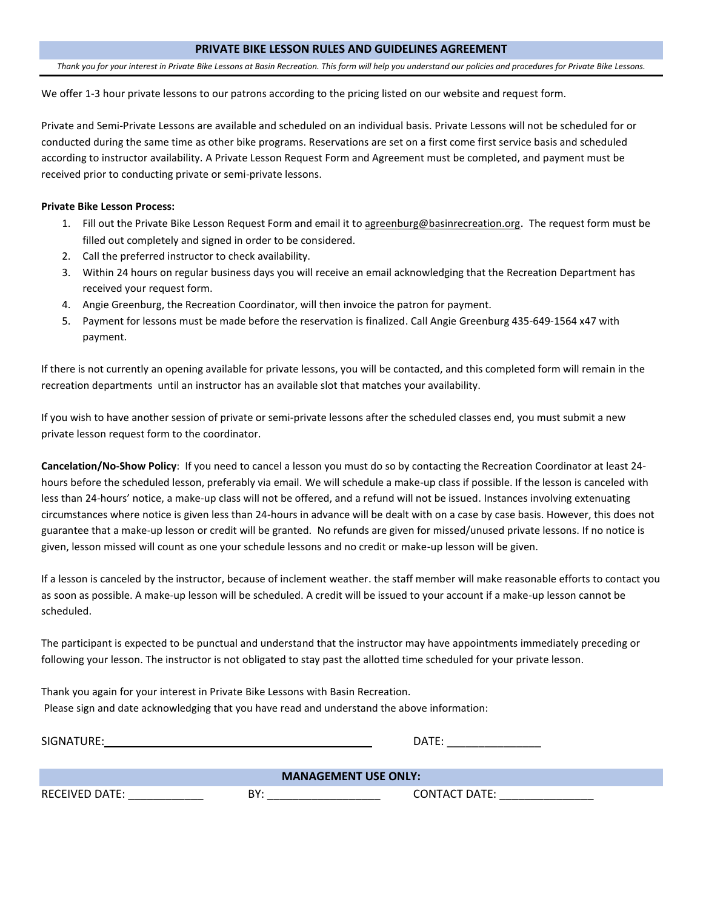## PRIVATE BIKE LESSON RULES AND GUIDELINES AGREEMENT

*Thank you for your interest in Private Bike Lessons at Basin Recreation. This form will help you understand our policies and procedures for Private Bike Lessons.*

---

We offer 1-3 hour private lessons to our patrons according to the pricing listed on our website and request form.

Private and Semi-Private Lessons are available and scheduled on an individual basis. Private Lessons will not be scheduled for or conducted during the same time as other bike programs. Reservations are set on a first come first service basis and scheduled according to instructor availability. A Private Lesson Request Form and Agreement must be completed, and payment must be received prior to conducting private or semi-private lessons.

**Private Bike Lesson Process:**

1. Fill out the Private Bike Lesson Request Form and email it to agreenburg@basinrecreation.org. The request form must be filled out completely and signed in order to be considered.
2. Call the preferred instructor to check availability.
3. Within 24 hours on regular business days you will receive an email acknowledging that the Recreation Department has received your request form.
4. Angie Greenburg, the Recreation Coordinator, will then invoice the patron for payment.
5. Payment for lessons must be made before the reservation is finalized. Call Angie Greenburg 435-649-1564 x47 with payment.

If there is not currently an opening available for private lessons, you will be contacted, and this completed form will remain in the recreation departments until an instructor has an available slot that matches your availability.

If you wish to have another session of private or semi-private lessons after the scheduled classes end, you must submit a new private lesson request form to the coordinator.

**Cancelation/No-Show Policy**: If you need to cancel a lesson you must do so by contacting the Recreation Coordinator at least 24-hours before the scheduled lesson, preferably via email. We will schedule a make-up class if possible. If the lesson is canceled with less than 24-hours' notice, a make-up class will not be offered, and a refund will not be issued. Instances involving extenuating circumstances where notice is given less than 24-hours in advance will be dealt with on a case by case basis. However, this does not guarantee that a make-up lesson or credit will be granted. No refunds are given for missed/unused private lessons. If no notice is given, lesson missed will count as one your schedule lessons and no credit or make-up lesson will be given.

If a lesson is canceled by the instructor, because of inclement weather. the staff member will make reasonable efforts to contact you as soon as possible. A make-up lesson will be scheduled. A credit will be issued to your account if a make-up lesson cannot be scheduled.

The participant is expected to be punctual and understand that the instructor may have appointments immediately preceding or following your lesson. The instructor is not obligated to stay past the allotted time scheduled for your private lesson.

Thank you again for your interest in Private Bike Lessons with Basin Recreation.
Please sign and date acknowledging that you have read and understand the above information:

SIGNATURE: ______________________________ DATE: _______________

**MANAGEMENT USE ONLY:**

RECEIVED DATE: ____________ BY: __________________ CONTACT DATE: _______________